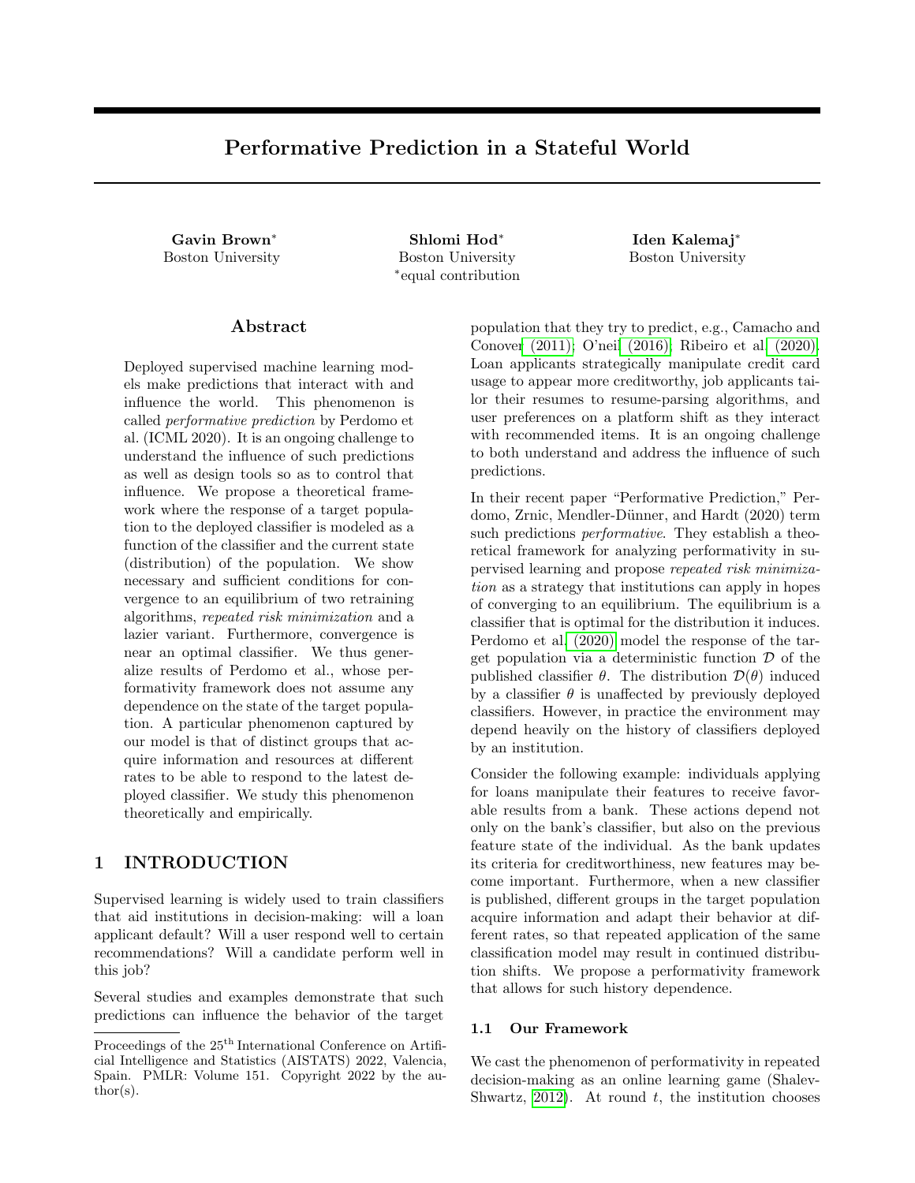# Performative Prediction in a Stateful World

**Gavin Brown*** 
Boston University

**Shlomi Hod*** 
Boston University 
*equal contribution

**Iden Kalemaj*** 
Boston University

## Abstract

Deployed supervised machine learning models make predictions that interact with and influence the world. This phenomenon is called *performative prediction* by Perdomo et al. (ICML 2020). It is an ongoing challenge to understand the influence of such predictions as well as design tools so as to control that influence. We propose a theoretical framework where the response of a target population to the deployed classifier is modeled as a function of the classifier and the current state (distribution) of the population. We show necessary and sufficient conditions for convergence to an equilibrium of two retraining algorithms, *repeated risk minimization* and a lazier variant. Furthermore, convergence is near an optimal classifier. We thus generalize results of Perdomo et al., whose performativity framework does not assume any dependence on the state of the target population. A particular phenomenon captured by our model is that of distinct groups that acquire information and resources at different rates to be able to respond to the latest deployed classifier. We study this phenomenon theoretically and empirically.

## 1 INTRODUCTION

Supervised learning is widely used to train classifiers that aid institutions in decision-making: will a loan applicant default? Will a user respond well to certain recommendations? Will a candidate perform well in this job?

Several studies and examples demonstrate that such predictions can influence the behavior of the target population that they try to predict, e.g., Camacho and Conover (2011); O'neil (2016); Ribeiro et al. (2020). Loan applicants strategically manipulate credit card usage to appear more creditworthy, job applicants tailor their resumes to resume-parsing algorithms, and user preferences on a platform shift as they interact with recommended items. It is an ongoing challenge to both understand and address the influence of such predictions.

In their recent paper "Performative Prediction," Perdomo, Zrnic, Mendler-Dünner, and Hardt (2020) term such predictions *performative*. They establish a theoretical framework for analyzing performativity in supervised learning and propose *repeated risk minimization* as a strategy that institutions can apply in hopes of converging to an equilibrium. The equilibrium is a classifier that is optimal for the distribution it induces. Perdomo et al. (2020) model the response of the target population via a deterministic function $\mathcal{D}$ of the published classifier $\theta$. The distribution $\mathcal{D}(\theta)$ induced by a classifier $\theta$ is unaffected by previously deployed classifiers. However, in practice the environment may depend heavily on the history of classifiers deployed by an institution.

Consider the following example: individuals applying for loans manipulate their features to receive favorable results from a bank. These actions depend not only on the bank's classifier, but also on the previous feature state of the individual. As the bank updates its criteria for creditworthiness, new features may become important. Furthermore, when a new classifier is published, different groups in the target population acquire information and adapt their behavior at different rates, so that repeated application of the same classification model may result in continued distribution shifts. We propose a performativity framework that allows for such history dependence.

### 1.1 Our Framework

We cast the phenomenon of performativity in repeated decision-making as an online learning game (Shalev-Shwartz, 2012). At round $t$, the institution chooses

---

Proceedings of the 25[th] International Conference on Artificial Intelligence and Statistics (AISTATS) 2022, Valencia, Spain. PMLR: Volume 151. Copyright 2022 by the author(s).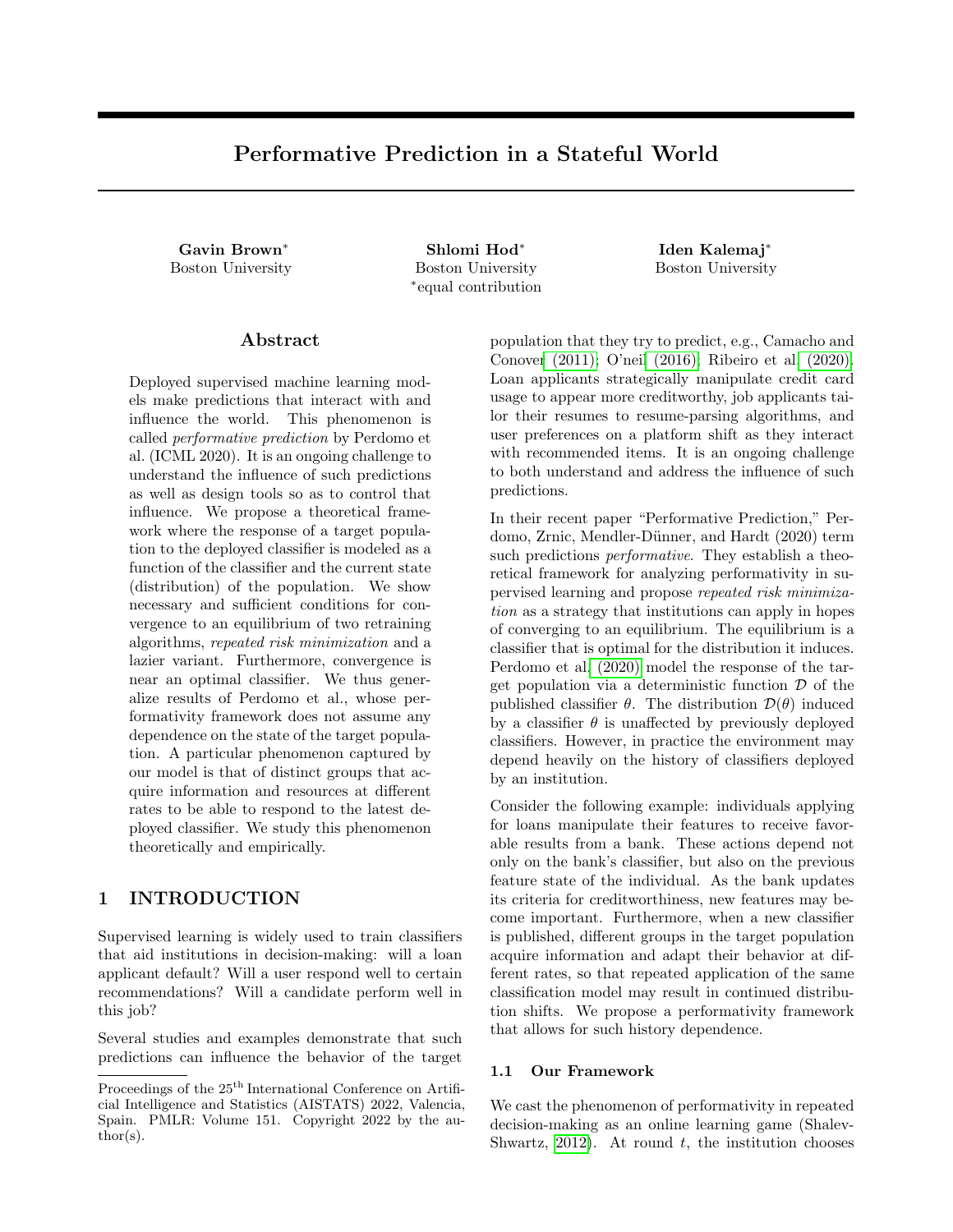# Performative Prediction in a Stateful World

**Gavin Brown***
Boston University

**Shlomi Hod***
Boston University
*equal contribution

**Iden Kalemaj***
Boston University

## Abstract

Deployed supervised machine learning models make predictions that interact with and influence the world. This phenomenon is called *performative prediction* by Perdomo et al. (ICML 2020). It is an ongoing challenge to understand the influence of such predictions as well as design tools so as to control that influence. We propose a theoretical framework where the response of a target population to the deployed classifier is modeled as a function of the classifier and the current state (distribution) of the population. We show necessary and sufficient conditions for convergence to an equilibrium of two retraining algorithms, *repeated risk minimization* and a lazier variant. Furthermore, convergence is near an optimal classifier. We thus generalize results of Perdomo et al., whose performativity framework does not assume any dependence on the state of the target population. A particular phenomenon captured by our model is that of distinct groups that acquire information and resources at different rates to be able to respond to the latest deployed classifier. We study this phenomenon theoretically and empirically.

## 1 INTRODUCTION

Supervised learning is widely used to train classifiers that aid institutions in decision-making: will a loan applicant default? Will a user respond well to certain recommendations? Will a candidate perform well in this job?

Several studies and examples demonstrate that such predictions can influence the behavior of the target population that they try to predict, e.g., Camacho and Conover (2011); O'neil (2016); Ribeiro et al. (2020). Loan applicants strategically manipulate credit card usage to appear more creditworthy, job applicants tailor their resumes to resume-parsing algorithms, and user preferences on a platform shift as they interact with recommended items. It is an ongoing challenge to both understand and address the influence of such predictions.

In their recent paper "Performative Prediction," Perdomo, Zrnic, Mendler-Dünner, and Hardt (2020) term such predictions *performative*. They establish a theoretical framework for analyzing performativity in supervised learning and propose *repeated risk minimization* as a strategy that institutions can apply in hopes of converging to an equilibrium. The equilibrium is a classifier that is optimal for the distribution it induces. Perdomo et al. (2020) model the response of the target population via a deterministic function $\mathcal{D}$ of the published classifier $\theta$. The distribution $\mathcal{D}(\theta)$ induced by a classifier $\theta$ is unaffected by previously deployed classifiers. However, in practice the environment may depend heavily on the history of classifiers deployed by an institution.

Consider the following example: individuals applying for loans manipulate their features to receive favorable results from a bank. These actions depend not only on the bank's classifier, but also on the previous feature state of the individual. As the bank updates its criteria for creditworthiness, new features may become important. Furthermore, when a new classifier is published, different groups in the target population acquire information and adapt their behavior at different rates, so that repeated application of the same classification model may result in continued distribution shifts. We propose a performativity framework that allows for such history dependence.

### 1.1 Our Framework

We cast the phenomenon of performativity in repeated decision-making as an online learning game (Shalev-Shwartz, 2012). At round $t$, the institution chooses

Proceedings of the 25[th] International Conference on Artificial Intelligence and Statistics (AISTATS) 2022, Valencia, Spain. PMLR: Volume 151. Copyright 2022 by the author(s).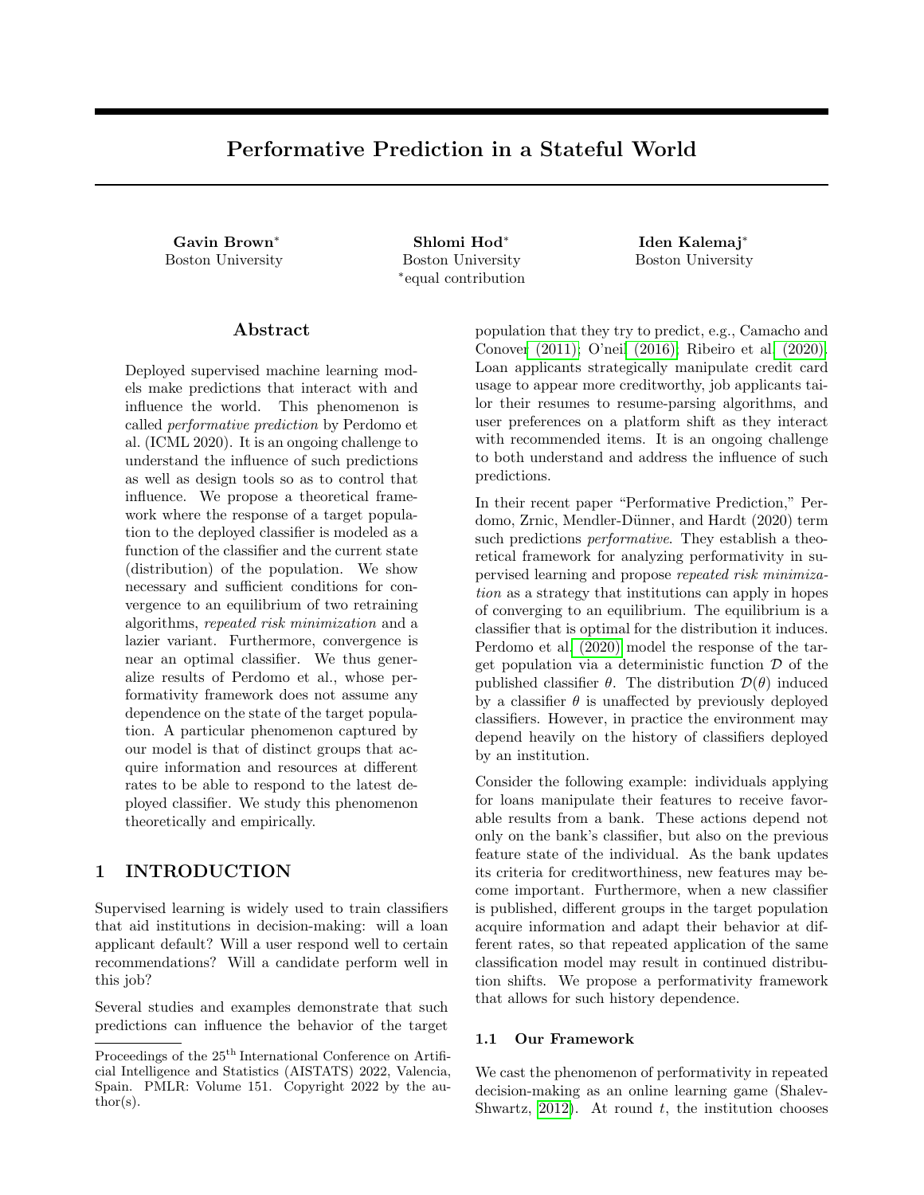# Performative Prediction in a Stateful World

**Gavin Brown***
Boston University

**Shlomi Hod***
Boston University
*equal contribution

**Iden Kalemaj***
Boston University

## Abstract

Deployed supervised machine learning models make predictions that interact with and influence the world. This phenomenon is called *performative prediction* by Perdomo et al. (ICML 2020). It is an ongoing challenge to understand the influence of such predictions as well as design tools so as to control that influence. We propose a theoretical framework where the response of a target population to the deployed classifier is modeled as a function of the classifier and the current state (distribution) of the population. We show necessary and sufficient conditions for convergence to an equilibrium of two retraining algorithms, *repeated risk minimization* and a lazier variant. Furthermore, convergence is near an optimal classifier. We thus generalize results of Perdomo et al., whose performativity framework does not assume any dependence on the state of the target population. A particular phenomenon captured by our model is that of distinct groups that acquire information and resources at different rates to be able to respond to the latest deployed classifier. We study this phenomenon theoretically and empirically.

## 1 INTRODUCTION

Supervised learning is widely used to train classifiers that aid institutions in decision-making: will a loan applicant default? Will a user respond well to certain recommendations? Will a candidate perform well in this job?

Several studies and examples demonstrate that such predictions can influence the behavior of the target population that they try to predict, e.g., Camacho and Conover (2011); O'neil (2016); Ribeiro et al. (2020). Loan applicants strategically manipulate credit card usage to appear more creditworthy, job applicants tailor their resumes to resume-parsing algorithms, and user preferences on a platform shift as they interact with recommended items. It is an ongoing challenge to both understand and address the influence of such predictions.

In their recent paper "Performative Prediction," Perdomo, Zrnic, Mendler-Dünner, and Hardt (2020) term such predictions *performative*. They establish a theoretical framework for analyzing performativity in supervised learning and propose *repeated risk minimization* as a strategy that institutions can apply in hopes of converging to an equilibrium. The equilibrium is a classifier that is optimal for the distribution it induces. Perdomo et al. (2020) model the response of the target population via a deterministic function $\mathcal{D}$ of the published classifier $\theta$. The distribution $\mathcal{D}(\theta)$ induced by a classifier $\theta$ is unaffected by previously deployed classifiers. However, in practice the environment may depend heavily on the history of classifiers deployed by an institution.

Consider the following example: individuals applying for loans manipulate their features to receive favorable results from a bank. These actions depend not only on the bank's classifier, but also on the previous feature state of the individual. As the bank updates its criteria for creditworthiness, new features may become important. Furthermore, when a new classifier is published, different groups in the target population acquire information and adapt their behavior at different rates, so that repeated application of the same classification model may result in continued distribution shifts. We propose a performativity framework that allows for such history dependence.

### 1.1 Our Framework

We cast the phenomenon of performativity in repeated decision-making as an online learning game (Shalev-Shwartz, 2012). At round $t$, the institution chooses

Proceedings of the 25[th] International Conference on Artificial Intelligence and Statistics (AISTATS) 2022, Valencia, Spain. PMLR: Volume 151. Copyright 2022 by the author(s).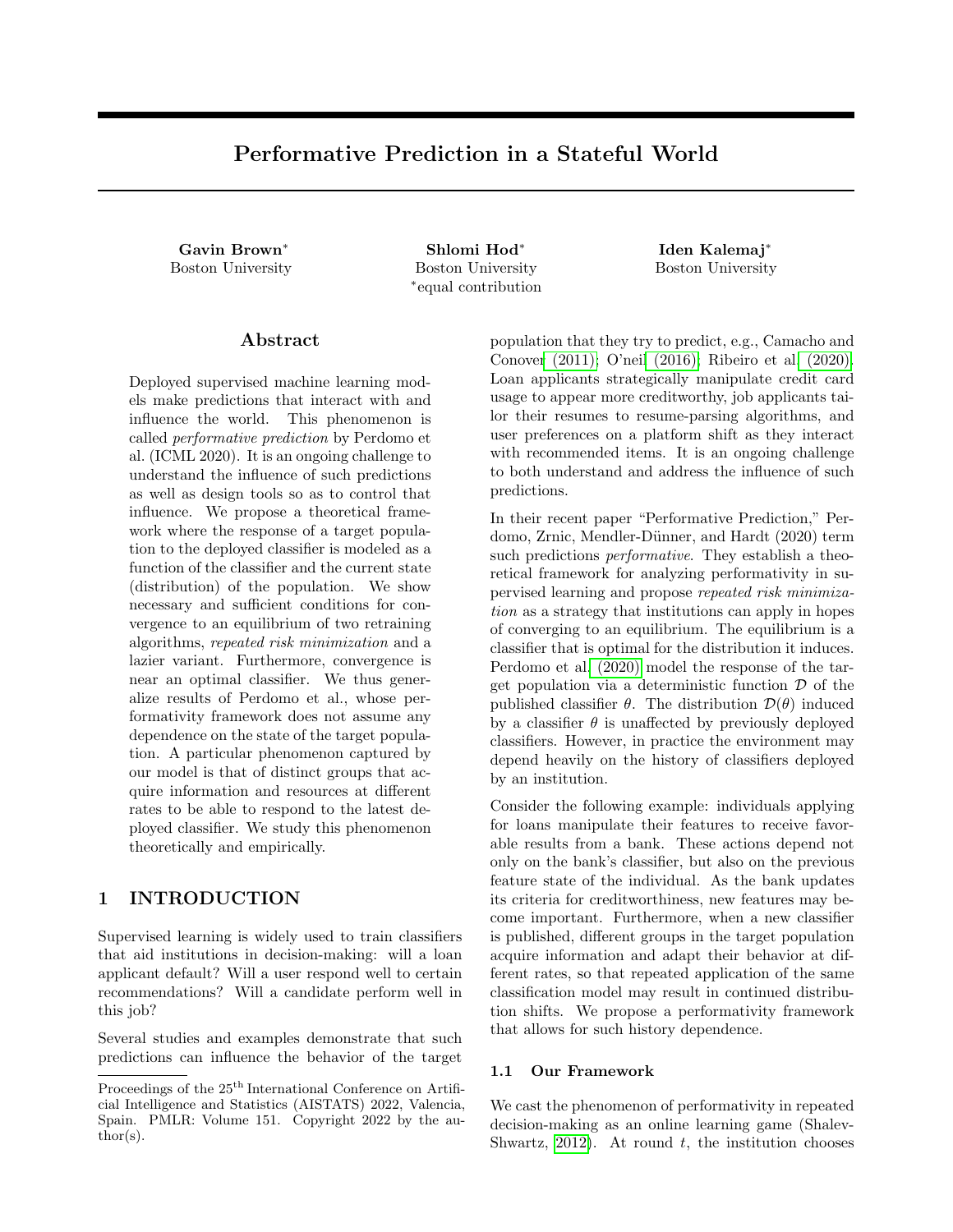# Performative Prediction in a Stateful World

**Gavin Brown***
Boston University

**Shlomi Hod***
Boston University
*equal contribution

**Iden Kalemaj***
Boston University

## Abstract

Deployed supervised machine learning models make predictions that interact with and influence the world. This phenomenon is called *performative prediction* by Perdomo et al. (ICML 2020). It is an ongoing challenge to understand the influence of such predictions as well as design tools so as to control that influence. We propose a theoretical framework where the response of a target population to the deployed classifier is modeled as a function of the classifier and the current state (distribution) of the population. We show necessary and sufficient conditions for convergence to an equilibrium of two retraining algorithms, *repeated risk minimization* and a lazier variant. Furthermore, convergence is near an optimal classifier. We thus generalize results of Perdomo et al., whose performativity framework does not assume any dependence on the state of the target population. A particular phenomenon captured by our model is that of distinct groups that acquire information and resources at different rates to be able to respond to the latest deployed classifier. We study this phenomenon theoretically and empirically.

## 1 INTRODUCTION

Supervised learning is widely used to train classifiers that aid institutions in decision-making: will a loan applicant default? Will a user respond well to certain recommendations? Will a candidate perform well in this job?

Several studies and examples demonstrate that such predictions can influence the behavior of the target population that they try to predict, e.g., Camacho and Conover (2011); O'neil (2016); Ribeiro et al. (2020). Loan applicants strategically manipulate credit card usage to appear more creditworthy, job applicants tailor their resumes to resume-parsing algorithms, and user preferences on a platform shift as they interact with recommended items. It is an ongoing challenge to both understand and address the influence of such predictions.

In their recent paper "Performative Prediction," Perdomo, Zrnic, Mendler-Dünner, and Hardt (2020) term such predictions *performative*. They establish a theoretical framework for analyzing performativity in supervised learning and propose *repeated risk minimization* as a strategy that institutions can apply in hopes of converging to an equilibrium. The equilibrium is a classifier that is optimal for the distribution it induces. Perdomo et al. (2020) model the response of the target population via a deterministic function $\mathcal{D}$ of the published classifier $\theta$. The distribution $\mathcal{D}(\theta)$ induced by a classifier $\theta$ is unaffected by previously deployed classifiers. However, in practice the environment may depend heavily on the history of classifiers deployed by an institution.

Consider the following example: individuals applying for loans manipulate their features to receive favorable results from a bank. These actions depend not only on the bank's classifier, but also on the previous feature state of the individual. As the bank updates its criteria for creditworthiness, new features may become important. Furthermore, when a new classifier is published, different groups in the target population acquire information and adapt their behavior at different rates, so that repeated application of the same classification model may result in continued distribution shifts. We propose a performativity framework that allows for such history dependence.

### 1.1 Our Framework

We cast the phenomenon of performativity in repeated decision-making as an online learning game (Shalev-Shwartz, 2012). At round $t$, the institution chooses

Proceedings of the 25[th] International Conference on Artificial Intelligence and Statistics (AISTATS) 2022, Valencia, Spain. PMLR: Volume 151. Copyright 2022 by the author(s).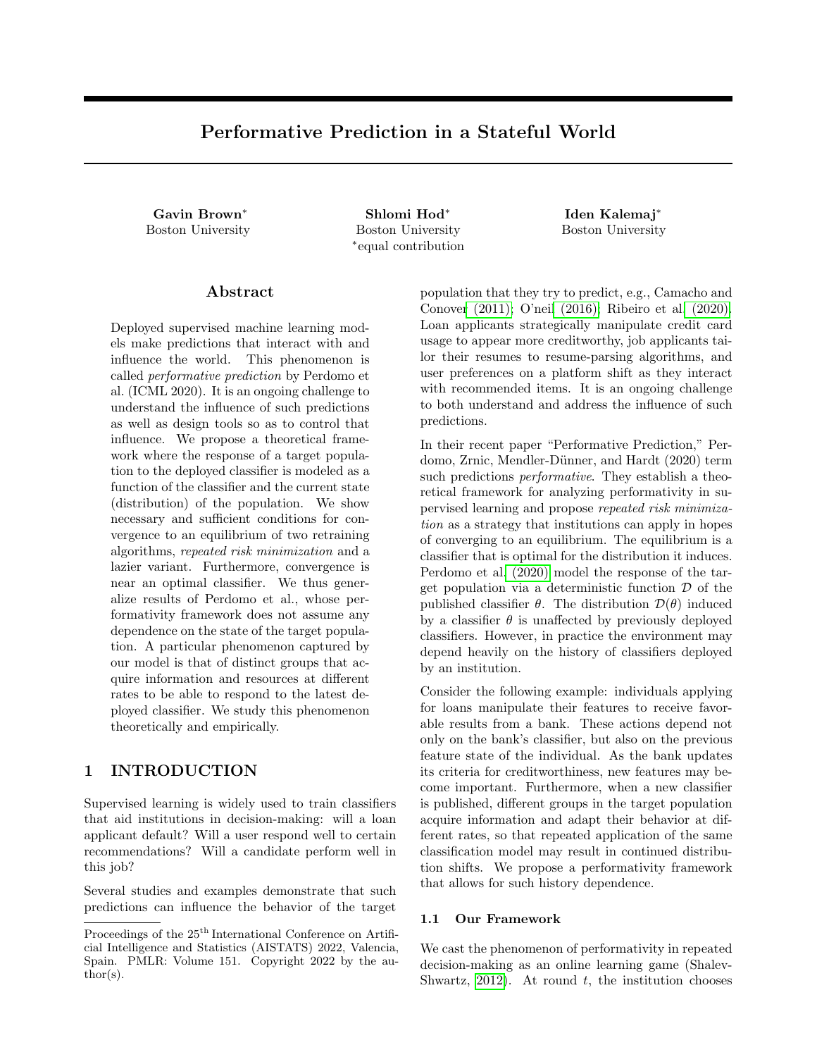# Performative Prediction in a Stateful World

**Gavin Brown***
Boston University

**Shlomi Hod***
Boston University
*equal contribution

**Iden Kalemaj***
Boston University

## Abstract

Deployed supervised machine learning models make predictions that interact with and influence the world. This phenomenon is called *performative prediction* by Perdomo et al. (ICML 2020). It is an ongoing challenge to understand the influence of such predictions as well as design tools so as to control that influence. We propose a theoretical framework where the response of a target population to the deployed classifier is modeled as a function of the classifier and the current state (distribution) of the population. We show necessary and sufficient conditions for convergence to an equilibrium of two retraining algorithms, *repeated risk minimization* and a lazier variant. Furthermore, convergence is near an optimal classifier. We thus generalize results of Perdomo et al., whose performativity framework does not assume any dependence on the state of the target population. A particular phenomenon captured by our model is that of distinct groups that acquire information and resources at different rates to be able to respond to the latest deployed classifier. We study this phenomenon theoretically and empirically.

## 1 INTRODUCTION

Supervised learning is widely used to train classifiers that aid institutions in decision-making: will a loan applicant default? Will a user respond well to certain recommendations? Will a candidate perform well in this job?

Several studies and examples demonstrate that such predictions can influence the behavior of the target population that they try to predict, e.g., Camacho and Conover (2011); O'neil (2016); Ribeiro et al. (2020). Loan applicants strategically manipulate credit card usage to appear more creditworthy, job applicants tailor their resumes to resume-parsing algorithms, and user preferences on a platform shift as they interact with recommended items. It is an ongoing challenge to both understand and address the influence of such predictions.

In their recent paper "Performative Prediction," Perdomo, Zrnic, Mendler-Dünner, and Hardt (2020) term such predictions *performative*. They establish a theoretical framework for analyzing performativity in supervised learning and propose *repeated risk minimization* as a strategy that institutions can apply in hopes of converging to an equilibrium. The equilibrium is a classifier that is optimal for the distribution it induces. Perdomo et al. (2020) model the response of the target population via a deterministic function $\mathcal{D}$ of the published classifier $\theta$. The distribution $\mathcal{D}(\theta)$ induced by a classifier $\theta$ is unaffected by previously deployed classifiers. However, in practice the environment may depend heavily on the history of classifiers deployed by an institution.

Consider the following example: individuals applying for loans manipulate their features to receive favorable results from a bank. These actions depend not only on the bank's classifier, but also on the previous feature state of the individual. As the bank updates its criteria for creditworthiness, new features may become important. Furthermore, when a new classifier is published, different groups in the target population acquire information and adapt their behavior at different rates, so that repeated application of the same classification model may result in continued distribution shifts. We propose a performativity framework that allows for such history dependence.

### 1.1 Our Framework

We cast the phenomenon of performativity in repeated decision-making as an online learning game (Shalev-Shwartz, 2012). At round $t$, the institution chooses

Proceedings of the 25[th] International Conference on Artificial Intelligence and Statistics (AISTATS) 2022, Valencia, Spain. PMLR: Volume 151. Copyright 2022 by the author(s).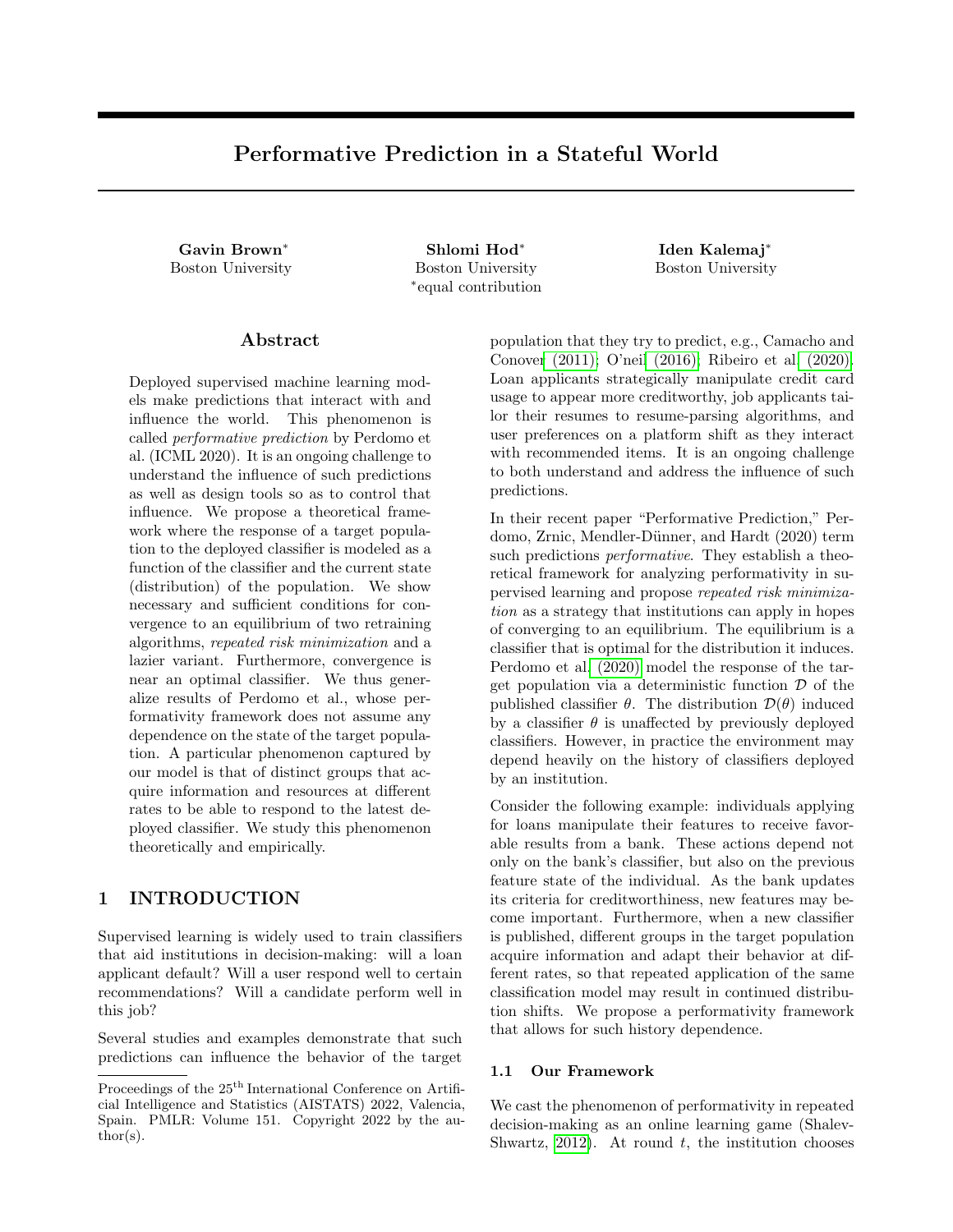# Performative Prediction in a Stateful World

**Gavin Brown***
Boston University

**Shlomi Hod***
Boston University
*equal contribution

**Iden Kalemaj***
Boston University

## Abstract

Deployed supervised machine learning models make predictions that interact with and influence the world. This phenomenon is called *performative prediction* by Perdomo et al. (ICML 2020). It is an ongoing challenge to understand the influence of such predictions as well as design tools so as to control that influence. We propose a theoretical framework where the response of a target population to the deployed classifier is modeled as a function of the classifier and the current state (distribution) of the population. We show necessary and sufficient conditions for convergence to an equilibrium of two retraining algorithms, *repeated risk minimization* and a lazier variant. Furthermore, convergence is near an optimal classifier. We thus generalize results of Perdomo et al., whose performativity framework does not assume any dependence on the state of the target population. A particular phenomenon captured by our model is that of distinct groups that acquire information and resources at different rates to be able to respond to the latest deployed classifier. We study this phenomenon theoretically and empirically.

## 1 INTRODUCTION

Supervised learning is widely used to train classifiers that aid institutions in decision-making: will a loan applicant default? Will a user respond well to certain recommendations? Will a candidate perform well in this job?

Several studies and examples demonstrate that such predictions can influence the behavior of the target population that they try to predict, e.g., Camacho and Conover (2011); O'neil (2016); Ribeiro et al. (2020). Loan applicants strategically manipulate credit card usage to appear more creditworthy, job applicants tailor their resumes to resume-parsing algorithms, and user preferences on a platform shift as they interact with recommended items. It is an ongoing challenge to both understand and address the influence of such predictions.

In their recent paper "Performative Prediction," Perdomo, Zrnic, Mendler-Dünner, and Hardt (2020) term such predictions *performative*. They establish a theoretical framework for analyzing performativity in supervised learning and propose *repeated risk minimization* as a strategy that institutions can apply in hopes of converging to an equilibrium. The equilibrium is a classifier that is optimal for the distribution it induces. Perdomo et al. (2020) model the response of the target population via a deterministic function $\mathcal{D}$ of the published classifier $\theta$. The distribution $\mathcal{D}(\theta)$ induced by a classifier $\theta$ is unaffected by previously deployed classifiers. However, in practice the environment may depend heavily on the history of classifiers deployed by an institution.

Consider the following example: individuals applying for loans manipulate their features to receive favorable results from a bank. These actions depend not only on the bank's classifier, but also on the previous feature state of the individual. As the bank updates its criteria for creditworthiness, new features may become important. Furthermore, when a new classifier is published, different groups in the target population acquire information and adapt their behavior at different rates, so that repeated application of the same classification model may result in continued distribution shifts. We propose a performativity framework that allows for such history dependence.

### 1.1 Our Framework

We cast the phenomenon of performativity in repeated decision-making as an online learning game (Shalev-Shwartz, 2012). At round $t$, the institution chooses

Proceedings of the 25[th] International Conference on Artificial Intelligence and Statistics (AISTATS) 2022, Valencia, Spain. PMLR: Volume 151. Copyright 2022 by the author(s).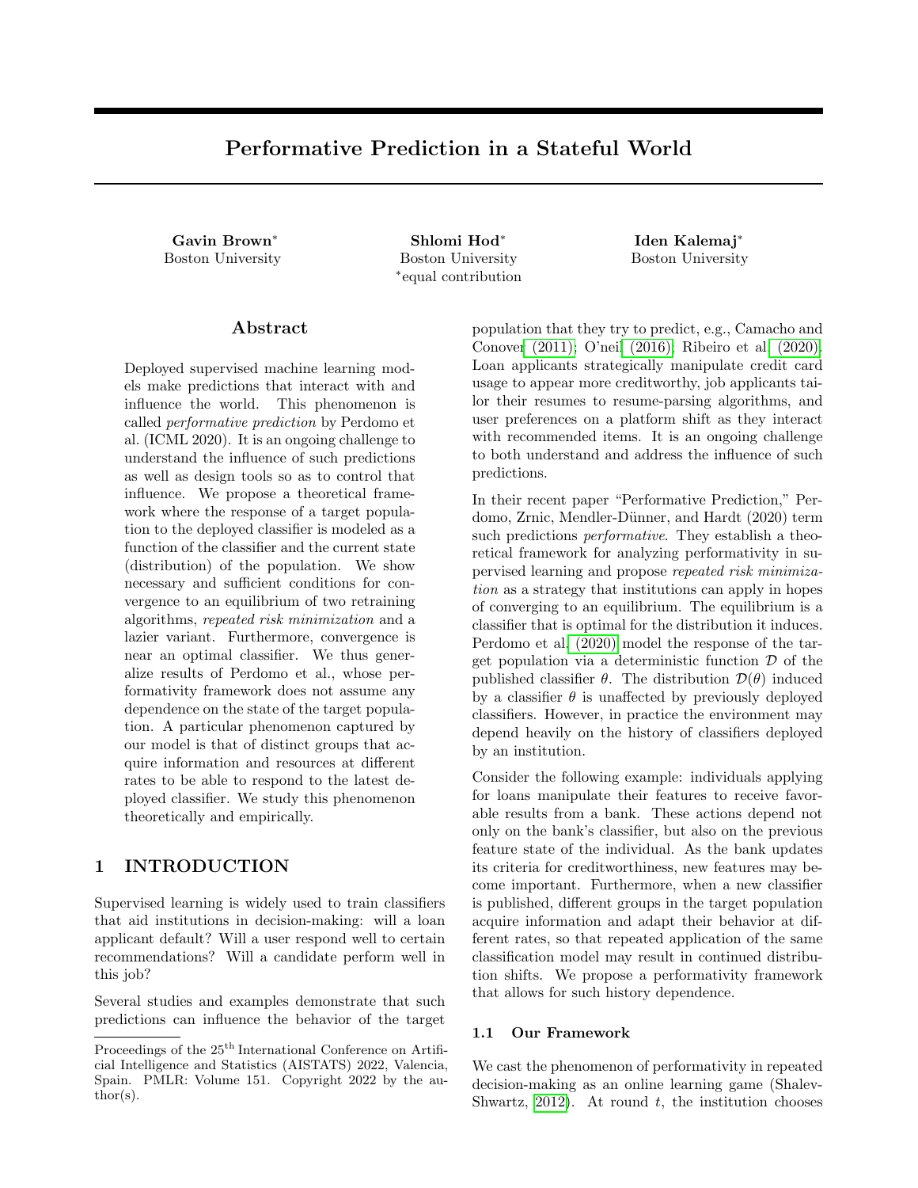# Performative Prediction in a Stateful World

**Gavin Brown***
Boston University

**Shlomi Hod***
Boston University
*equal contribution

**Iden Kalemaj***
Boston University

## Abstract

Deployed supervised machine learning models make predictions that interact with and influence the world. This phenomenon is called *performative prediction* by Perdomo et al. (ICML 2020). It is an ongoing challenge to understand the influence of such predictions as well as design tools so as to control that influence. We propose a theoretical framework where the response of a target population to the deployed classifier is modeled as a function of the classifier and the current state (distribution) of the population. We show necessary and sufficient conditions for convergence to an equilibrium of two retraining algorithms, *repeated risk minimization* and a lazier variant. Furthermore, convergence is near an optimal classifier. We thus generalize results of Perdomo et al., whose performativity framework does not assume any dependence on the state of the target population. A particular phenomenon captured by our model is that of distinct groups that acquire information and resources at different rates to be able to respond to the latest deployed classifier. We study this phenomenon theoretically and empirically.

## 1 INTRODUCTION

Supervised learning is widely used to train classifiers that aid institutions in decision-making: will a loan applicant default? Will a user respond well to certain recommendations? Will a candidate perform well in this job?

Several studies and examples demonstrate that such predictions can influence the behavior of the target population that they try to predict, e.g., Camacho and Conover (2011); O'neil (2016); Ribeiro et al. (2020). Loan applicants strategically manipulate credit card usage to appear more creditworthy, job applicants tailor their resumes to resume-parsing algorithms, and user preferences on a platform shift as they interact with recommended items. It is an ongoing challenge to both understand and address the influence of such predictions.

In their recent paper "Performative Prediction," Perdomo, Zrnic, Mendler-Dünner, and Hardt (2020) term such predictions *performative*. They establish a theoretical framework for analyzing performativity in supervised learning and propose *repeated risk minimization* as a strategy that institutions can apply in hopes of converging to an equilibrium. The equilibrium is a classifier that is optimal for the distribution it induces. Perdomo et al. (2020) model the response of the target population via a deterministic function $\mathcal{D}$ of the published classifier $\theta$. The distribution $\mathcal{D}(\theta)$ induced by a classifier $\theta$ is unaffected by previously deployed classifiers. However, in practice the environment may depend heavily on the history of classifiers deployed by an institution.

Consider the following example: individuals applying for loans manipulate their features to receive favorable results from a bank. These actions depend not only on the bank's classifier, but also on the previous feature state of the individual. As the bank updates its criteria for creditworthiness, new features may become important. Furthermore, when a new classifier is published, different groups in the target population acquire information and adapt their behavior at different rates, so that repeated application of the same classification model may result in continued distribution shifts. We propose a performativity framework that allows for such history dependence.

### 1.1 Our Framework

We cast the phenomenon of performativity in repeated decision-making as an online learning game (Shalev-Shwartz, 2012). At round $t$, the institution chooses

---

Proceedings of the 25[th] International Conference on Artificial Intelligence and Statistics (AISTATS) 2022, Valencia, Spain. PMLR: Volume 151. Copyright 2022 by the author(s).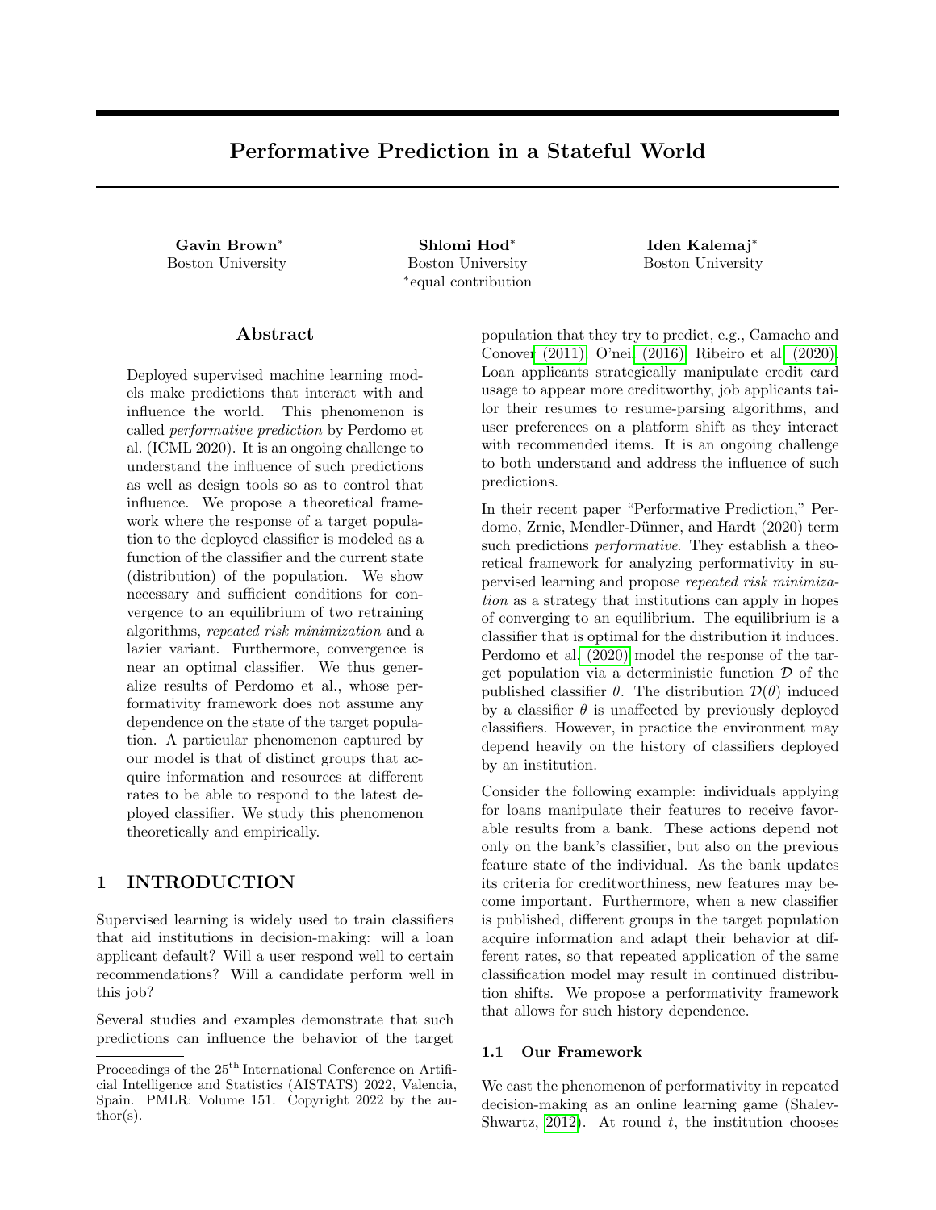# Performative Prediction in a Stateful World

**Gavin Brown**\*
Boston University

**Shlomi Hod**\*
Boston University
\*equal contribution

**Iden Kalemaj**\*
Boston University

## Abstract

Deployed supervised machine learning models make predictions that interact with and influence the world. This phenomenon is called *performative prediction* by Perdomo et al. (ICML 2020). It is an ongoing challenge to understand the influence of such predictions as well as design tools so as to control that influence. We propose a theoretical framework where the response of a target population to the deployed classifier is modeled as a function of the classifier and the current state (distribution) of the population. We show necessary and sufficient conditions for convergence to an equilibrium of two retraining algorithms, *repeated risk minimization* and a lazier variant. Furthermore, convergence is near an optimal classifier. We thus generalize results of Perdomo et al., whose performativity framework does not assume any dependence on the state of the target population. A particular phenomenon captured by our model is that of distinct groups that acquire information and resources at different rates to be able to respond to the latest deployed classifier. We study this phenomenon theoretically and empirically.

## 1 INTRODUCTION

Supervised learning is widely used to train classifiers that aid institutions in decision-making: will a loan applicant default? Will a user respond well to certain recommendations? Will a candidate perform well in this job?

Several studies and examples demonstrate that such predictions can influence the behavior of the target population that they try to predict, e.g., Camacho and Conover (2011); O'neil (2016); Ribeiro et al. (2020). Loan applicants strategically manipulate credit card usage to appear more creditworthy, job applicants tailor their resumes to resume-parsing algorithms, and user preferences on a platform shift as they interact with recommended items. It is an ongoing challenge to both understand and address the influence of such predictions.

In their recent paper "Performative Prediction," Perdomo, Zrnic, Mendler-Dünner, and Hardt (2020) term such predictions *performative*. They establish a theoretical framework for analyzing performativity in supervised learning and propose *repeated risk minimization* as a strategy that institutions can apply in hopes of converging to an equilibrium. The equilibrium is a classifier that is optimal for the distribution it induces. Perdomo et al. (2020) model the response of the target population via a deterministic function $\mathcal{D}$ of the published classifier $\theta$. The distribution $\mathcal{D}(\theta)$ induced by a classifier $\theta$ is unaffected by previously deployed classifiers. However, in practice the environment may depend heavily on the history of classifiers deployed by an institution.

Consider the following example: individuals applying for loans manipulate their features to receive favorable results from a bank. These actions depend not only on the bank's classifier, but also on the previous feature state of the individual. As the bank updates its criteria for creditworthiness, new features may become important. Furthermore, when a new classifier is published, different groups in the target population acquire information and adapt their behavior at different rates, so that repeated application of the same classification model may result in continued distribution shifts. We propose a performativity framework that allows for such history dependence.

### 1.1 Our Framework

We cast the phenomenon of performativity in repeated decision-making as an online learning game (Shalev-Shwartz, 2012). At round $t$, the institution chooses

Proceedings of the 25[th] International Conference on Artificial Intelligence and Statistics (AISTATS) 2022, Valencia, Spain. PMLR: Volume 151. Copyright 2022 by the author(s).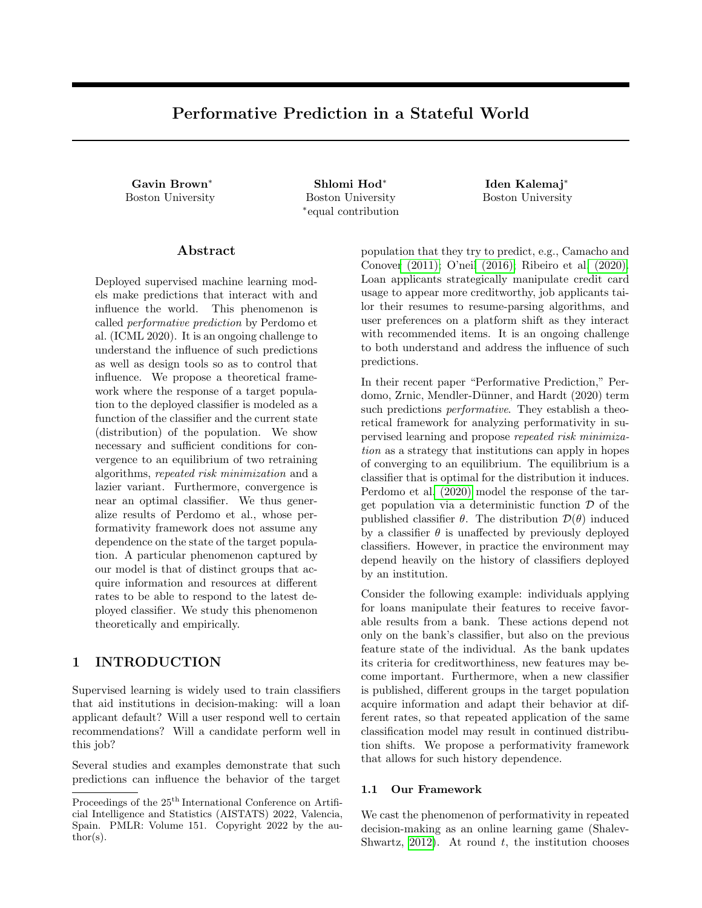# Performative Prediction in a Stateful World

**Gavin Brown***
Boston University

**Shlomi Hod***
Boston University
*equal contribution

**Iden Kalemaj***
Boston University

## Abstract

Deployed supervised machine learning models make predictions that interact with and influence the world. This phenomenon is called *performative prediction* by Perdomo et al. (ICML 2020). It is an ongoing challenge to understand the influence of such predictions as well as design tools so as to control that influence. We propose a theoretical framework where the response of a target population to the deployed classifier is modeled as a function of the classifier and the current state (distribution) of the population. We show necessary and sufficient conditions for convergence to an equilibrium of two retraining algorithms, *repeated risk minimization* and a lazier variant. Furthermore, convergence is near an optimal classifier. We thus generalize results of Perdomo et al., whose performativity framework does not assume any dependence on the state of the target population. A particular phenomenon captured by our model is that of distinct groups that acquire information and resources at different rates to be able to respond to the latest deployed classifier. We study this phenomenon theoretically and empirically.

## 1 INTRODUCTION

Supervised learning is widely used to train classifiers that aid institutions in decision-making: will a loan applicant default? Will a user respond well to certain recommendations? Will a candidate perform well in this job?

Several studies and examples demonstrate that such predictions can influence the behavior of the target population that they try to predict, e.g., Camacho and Conover (2011); O'neil (2016); Ribeiro et al. (2020). Loan applicants strategically manipulate credit card usage to appear more creditworthy, job applicants tailor their resumes to resume-parsing algorithms, and user preferences on a platform shift as they interact with recommended items. It is an ongoing challenge to both understand and address the influence of such predictions.

In their recent paper "Performative Prediction," Perdomo, Zrnic, Mendler-Dünner, and Hardt (2020) term such predictions *performative*. They establish a theoretical framework for analyzing performativity in supervised learning and propose *repeated risk minimization* as a strategy that institutions can apply in hopes of converging to an equilibrium. The equilibrium is a classifier that is optimal for the distribution it induces. Perdomo et al. (2020) model the response of the target population via a deterministic function $\mathcal{D}$ of the published classifier $\theta$. The distribution $\mathcal{D}(\theta)$ induced by a classifier $\theta$ is unaffected by previously deployed classifiers. However, in practice the environment may depend heavily on the history of classifiers deployed by an institution.

Consider the following example: individuals applying for loans manipulate their features to receive favorable results from a bank. These actions depend not only on the bank's classifier, but also on the previous feature state of the individual. As the bank updates its criteria for creditworthiness, new features may become important. Furthermore, when a new classifier is published, different groups in the target population acquire information and adapt their behavior at different rates, so that repeated application of the same classification model may result in continued distribution shifts. We propose a performativity framework that allows for such history dependence.

### 1.1 Our Framework

We cast the phenomenon of performativity in repeated decision-making as an online learning game (Shalev-Shwartz, 2012). At round $t$, the institution chooses

---

Proceedings of the 25[th] International Conference on Artificial Intelligence and Statistics (AISTATS) 2022, Valencia, Spain. PMLR: Volume 151. Copyright 2022 by the author(s).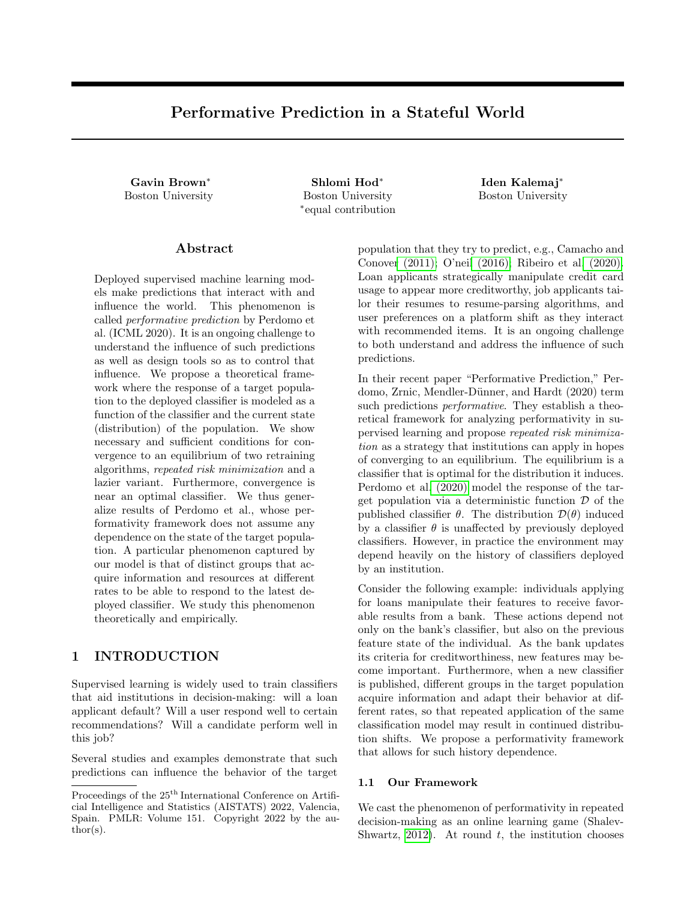# Performative Prediction in a Stateful World

**Gavin Brown***
Boston University

**Shlomi Hod***
Boston University
*equal contribution

**Iden Kalemaj***
Boston University

## Abstract

Deployed supervised machine learning models make predictions that interact with and influence the world. This phenomenon is called *performative prediction* by Perdomo et al. (ICML 2020). It is an ongoing challenge to understand the influence of such predictions as well as design tools so as to control that influence. We propose a theoretical framework where the response of a target population to the deployed classifier is modeled as a function of the classifier and the current state (distribution) of the population. We show necessary and sufficient conditions for convergence to an equilibrium of two retraining algorithms, *repeated risk minimization* and a lazier variant. Furthermore, convergence is near an optimal classifier. We thus generalize results of Perdomo et al., whose performativity framework does not assume any dependence on the state of the target population. A particular phenomenon captured by our model is that of distinct groups that acquire information and resources at different rates to be able to respond to the latest deployed classifier. We study this phenomenon theoretically and empirically.

## 1 INTRODUCTION

Supervised learning is widely used to train classifiers that aid institutions in decision-making: will a loan applicant default? Will a user respond well to certain recommendations? Will a candidate perform well in this job?

Several studies and examples demonstrate that such predictions can influence the behavior of the target population that they try to predict, e.g., Camacho and Conover (2011); O'neil (2016); Ribeiro et al. (2020). Loan applicants strategically manipulate credit card usage to appear more creditworthy, job applicants tailor their resumes to resume-parsing algorithms, and user preferences on a platform shift as they interact with recommended items. It is an ongoing challenge to both understand and address the influence of such predictions.

In their recent paper "Performative Prediction," Perdomo, Zrnic, Mendler-Dünner, and Hardt (2020) term such predictions *performative*. They establish a theoretical framework for analyzing performativity in supervised learning and propose *repeated risk minimization* as a strategy that institutions can apply in hopes of converging to an equilibrium. The equilibrium is a classifier that is optimal for the distribution it induces. Perdomo et al. (2020) model the response of the target population via a deterministic function $\mathcal{D}$ of the published classifier $\theta$. The distribution $\mathcal{D}(\theta)$ induced by a classifier $\theta$ is unaffected by previously deployed classifiers. However, in practice the environment may depend heavily on the history of classifiers deployed by an institution.

Consider the following example: individuals applying for loans manipulate their features to receive favorable results from a bank. These actions depend not only on the bank's classifier, but also on the previous feature state of the individual. As the bank updates its criteria for creditworthiness, new features may become important. Furthermore, when a new classifier is published, different groups in the target population acquire information and adapt their behavior at different rates, so that repeated application of the same classification model may result in continued distribution shifts. We propose a performativity framework that allows for such history dependence.

### 1.1 Our Framework

We cast the phenomenon of performativity in repeated decision-making as an online learning game (Shalev-Shwartz, 2012). At round $t$, the institution chooses

---

Proceedings of the 25[th] International Conference on Artificial Intelligence and Statistics (AISTATS) 2022, Valencia, Spain. PMLR: Volume 151. Copyright 2022 by the author(s).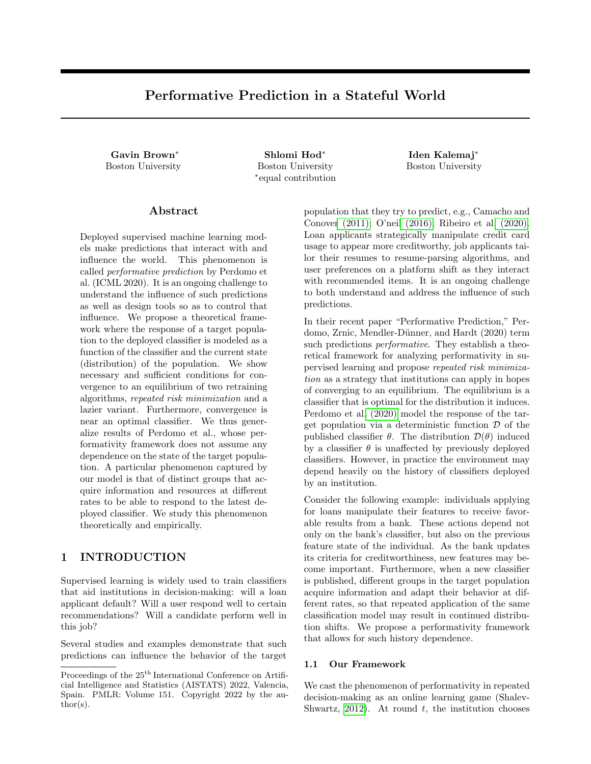# Performative Prediction in a Stateful World

**Gavin Brown**[*]
Boston University

**Shlomi Hod**[*]
Boston University
[*]equal contribution

**Iden Kalemaj**[*]
Boston University

## Abstract

Deployed supervised machine learning models make predictions that interact with and influence the world. This phenomenon is called *performative prediction* by Perdomo et al. (ICML 2020). It is an ongoing challenge to understand the influence of such predictions as well as design tools so as to control that influence. We propose a theoretical framework where the response of a target population to the deployed classifier is modeled as a function of the classifier and the current state (distribution) of the population. We show necessary and sufficient conditions for convergence to an equilibrium of two retraining algorithms, *repeated risk minimization* and a lazier variant. Furthermore, convergence is near an optimal classifier. We thus generalize results of Perdomo et al., whose performativity framework does not assume any dependence on the state of the target population. A particular phenomenon captured by our model is that of distinct groups that acquire information and resources at different rates to be able to respond to the latest deployed classifier. We study this phenomenon theoretically and empirically.

## 1 INTRODUCTION

Supervised learning is widely used to train classifiers that aid institutions in decision-making: will a loan applicant default? Will a user respond well to certain recommendations? Will a candidate perform well in this job?

Several studies and examples demonstrate that such predictions can influence the behavior of the target population that they try to predict, e.g., Camacho and Conover (2011); O'neil (2016); Ribeiro et al. (2020). Loan applicants strategically manipulate credit card usage to appear more creditworthy, job applicants tailor their resumes to resume-parsing algorithms, and user preferences on a platform shift as they interact with recommended items. It is an ongoing challenge to both understand and address the influence of such predictions.

In their recent paper "Performative Prediction," Perdomo, Zrnic, Mendler-Dünner, and Hardt (2020) term such predictions *performative*. They establish a theoretical framework for analyzing performativity in supervised learning and propose *repeated risk minimization* as a strategy that institutions can apply in hopes of converging to an equilibrium. The equilibrium is a classifier that is optimal for the distribution it induces. Perdomo et al. (2020) model the response of the target population via a deterministic function $\mathcal{D}$ of the published classifier $\theta$. The distribution $\mathcal{D}(\theta)$ induced by a classifier $\theta$ is unaffected by previously deployed classifiers. However, in practice the environment may depend heavily on the history of classifiers deployed by an institution.

Consider the following example: individuals applying for loans manipulate their features to receive favorable results from a bank. These actions depend not only on the bank's classifier, but also on the previous feature state of the individual. As the bank updates its criteria for creditworthiness, new features may become important. Furthermore, when a new classifier is published, different groups in the target population acquire information and adapt their behavior at different rates, so that repeated application of the same classification model may result in continued distribution shifts. We propose a performativity framework that allows for such history dependence.

### 1.1 Our Framework

We cast the phenomenon of performativity in repeated decision-making as an online learning game (Shalev-Shwartz, 2012). At round $t$, the institution chooses

Proceedings of the 25[th] International Conference on Artificial Intelligence and Statistics (AISTATS) 2022, Valencia, Spain. PMLR: Volume 151. Copyright 2022 by the author(s).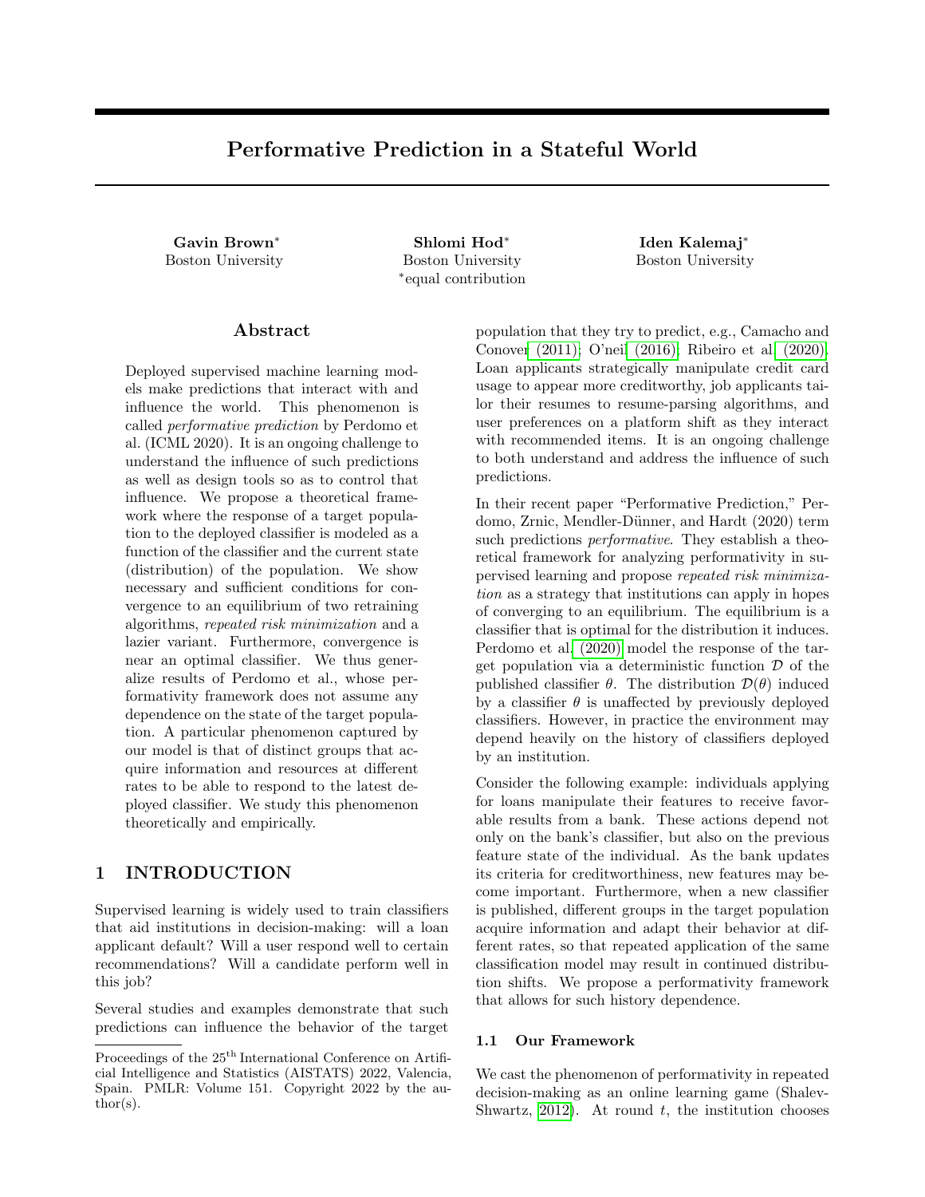# Performative Prediction in a Stateful World

**Gavin Brown**[*]
Boston University

**Shlomi Hod**[*]
Boston University
[*]equal contribution

**Iden Kalemaj**[*]
Boston University

## Abstract

Deployed supervised machine learning models make predictions that interact with and influence the world. This phenomenon is called *performative prediction* by Perdomo et al. (ICML 2020). It is an ongoing challenge to understand the influence of such predictions as well as design tools so as to control that influence. We propose a theoretical framework where the response of a target population to the deployed classifier is modeled as a function of the classifier and the current state (distribution) of the population. We show necessary and sufficient conditions for convergence to an equilibrium of two retraining algorithms, *repeated risk minimization* and a lazier variant. Furthermore, convergence is near an optimal classifier. We thus generalize results of Perdomo et al., whose performativity framework does not assume any dependence on the state of the target population. A particular phenomenon captured by our model is that of distinct groups that acquire information and resources at different rates to be able to respond to the latest deployed classifier. We study this phenomenon theoretically and empirically.

## 1 INTRODUCTION

Supervised learning is widely used to train classifiers that aid institutions in decision-making: will a loan applicant default? Will a user respond well to certain recommendations? Will a candidate perform well in this job?

Several studies and examples demonstrate that such predictions can influence the behavior of the target population that they try to predict, e.g., Camacho and Conover (2011); O'neil (2016); Ribeiro et al. (2020). Loan applicants strategically manipulate credit card usage to appear more creditworthy, job applicants tailor their resumes to resume-parsing algorithms, and user preferences on a platform shift as they interact with recommended items. It is an ongoing challenge to both understand and address the influence of such predictions.

In their recent paper "Performative Prediction," Perdomo, Zrnic, Mendler-Dünner, and Hardt (2020) term such predictions *performative*. They establish a theoretical framework for analyzing performativity in supervised learning and propose *repeated risk minimization* as a strategy that institutions can apply in hopes of converging to an equilibrium. The equilibrium is a classifier that is optimal for the distribution it induces. Perdomo et al. (2020) model the response of the target population via a deterministic function $\mathcal{D}$ of the published classifier $\theta$. The distribution $\mathcal{D}(\theta)$ induced by a classifier $\theta$ is unaffected by previously deployed classifiers. However, in practice the environment may depend heavily on the history of classifiers deployed by an institution.

Consider the following example: individuals applying for loans manipulate their features to receive favorable results from a bank. These actions depend not only on the bank's classifier, but also on the previous feature state of the individual. As the bank updates its criteria for creditworthiness, new features may become important. Furthermore, when a new classifier is published, different groups in the target population acquire information and adapt their behavior at different rates, so that repeated application of the same classification model may result in continued distribution shifts. We propose a performativity framework that allows for such history dependence.

### 1.1 Our Framework

We cast the phenomenon of performativity in repeated decision-making as an online learning game (Shalev-Shwartz, 2012). At round $t$, the institution chooses

Proceedings of the 25[th] International Conference on Artificial Intelligence and Statistics (AISTATS) 2022, Valencia, Spain. PMLR: Volume 151. Copyright 2022 by the author(s).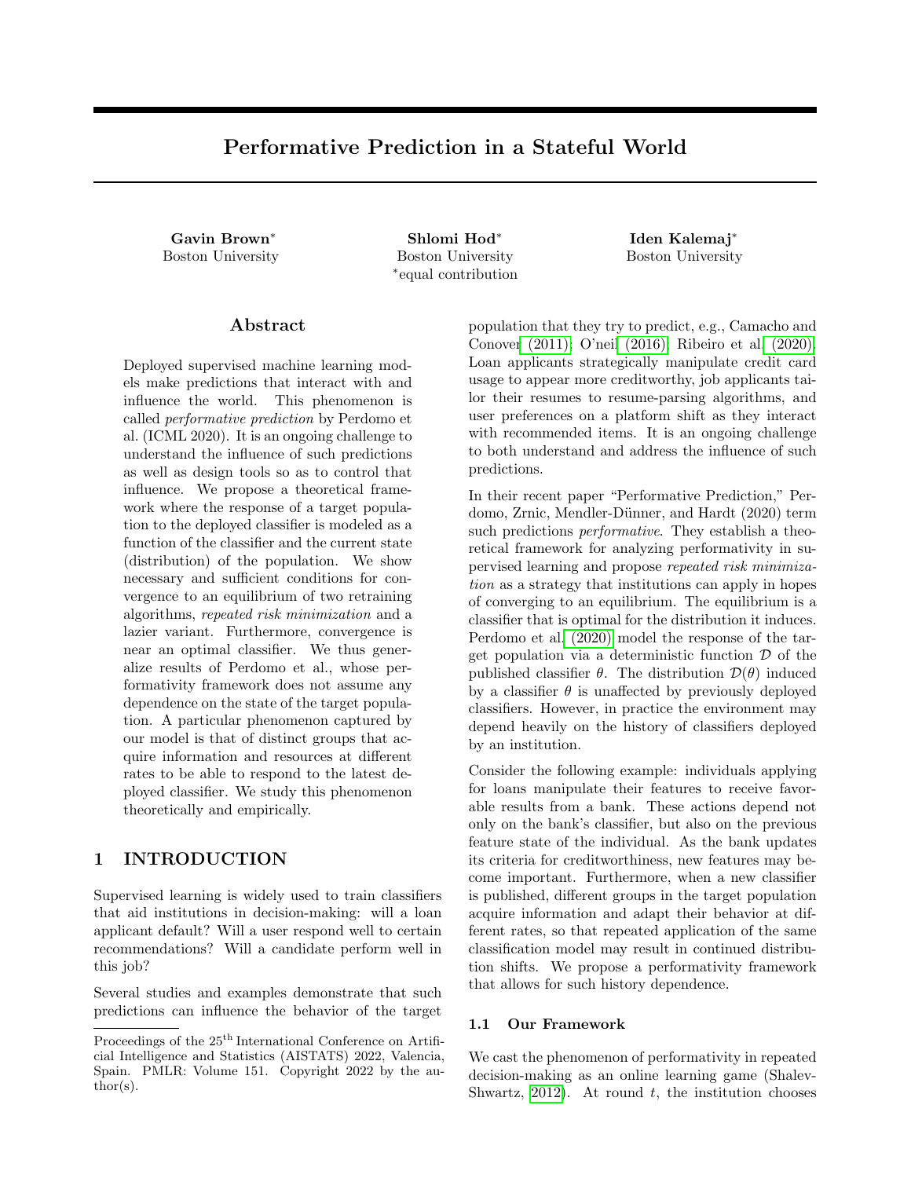# Performative Prediction in a Stateful World

**Gavin Brown***
Boston University

**Shlomi Hod***
Boston University
*equal contribution

**Iden Kalemaj***
Boston University

## Abstract

Deployed supervised machine learning models make predictions that interact with and influence the world. This phenomenon is called *performative prediction* by Perdomo et al. (ICML 2020). It is an ongoing challenge to understand the influence of such predictions as well as design tools so as to control that influence. We propose a theoretical framework where the response of a target population to the deployed classifier is modeled as a function of the classifier and the current state (distribution) of the population. We show necessary and sufficient conditions for convergence to an equilibrium of two retraining algorithms, *repeated risk minimization* and a lazier variant. Furthermore, convergence is near an optimal classifier. We thus generalize results of Perdomo et al., whose performativity framework does not assume any dependence on the state of the target population. A particular phenomenon captured by our model is that of distinct groups that acquire information and resources at different rates to be able to respond to the latest deployed classifier. We study this phenomenon theoretically and empirically.

## 1 INTRODUCTION

Supervised learning is widely used to train classifiers that aid institutions in decision-making: will a loan applicant default? Will a user respond well to certain recommendations? Will a candidate perform well in this job?

Several studies and examples demonstrate that such predictions can influence the behavior of the target population that they try to predict, e.g., Camacho and Conover (2011); O'neil (2016); Ribeiro et al. (2020). Loan applicants strategically manipulate credit card usage to appear more creditworthy, job applicants tailor their resumes to resume-parsing algorithms, and user preferences on a platform shift as they interact with recommended items. It is an ongoing challenge to both understand and address the influence of such predictions.

In their recent paper "Performative Prediction," Perdomo, Zrnic, Mendler-Dünner, and Hardt (2020) term such predictions *performative*. They establish a theoretical framework for analyzing performativity in supervised learning and propose *repeated risk minimization* as a strategy that institutions can apply in hopes of converging to an equilibrium. The equilibrium is a classifier that is optimal for the distribution it induces. Perdomo et al. (2020) model the response of the target population via a deterministic function $\mathcal{D}$ of the published classifier $\theta$. The distribution $\mathcal{D}(\theta)$ induced by a classifier $\theta$ is unaffected by previously deployed classifiers. However, in practice the environment may depend heavily on the history of classifiers deployed by an institution.

Consider the following example: individuals applying for loans manipulate their features to receive favorable results from a bank. These actions depend not only on the bank's classifier, but also on the previous feature state of the individual. As the bank updates its criteria for creditworthiness, new features may become important. Furthermore, when a new classifier is published, different groups in the target population acquire information and adapt their behavior at different rates, so that repeated application of the same classification model may result in continued distribution shifts. We propose a performativity framework that allows for such history dependence.

### 1.1 Our Framework

We cast the phenomenon of performativity in repeated decision-making as an online learning game (Shalev-Shwartz, 2012). At round $t$, the institution chooses

Proceedings of the 25[th] International Conference on Artificial Intelligence and Statistics (AISTATS) 2022, Valencia, Spain. PMLR: Volume 151. Copyright 2022 by the author(s).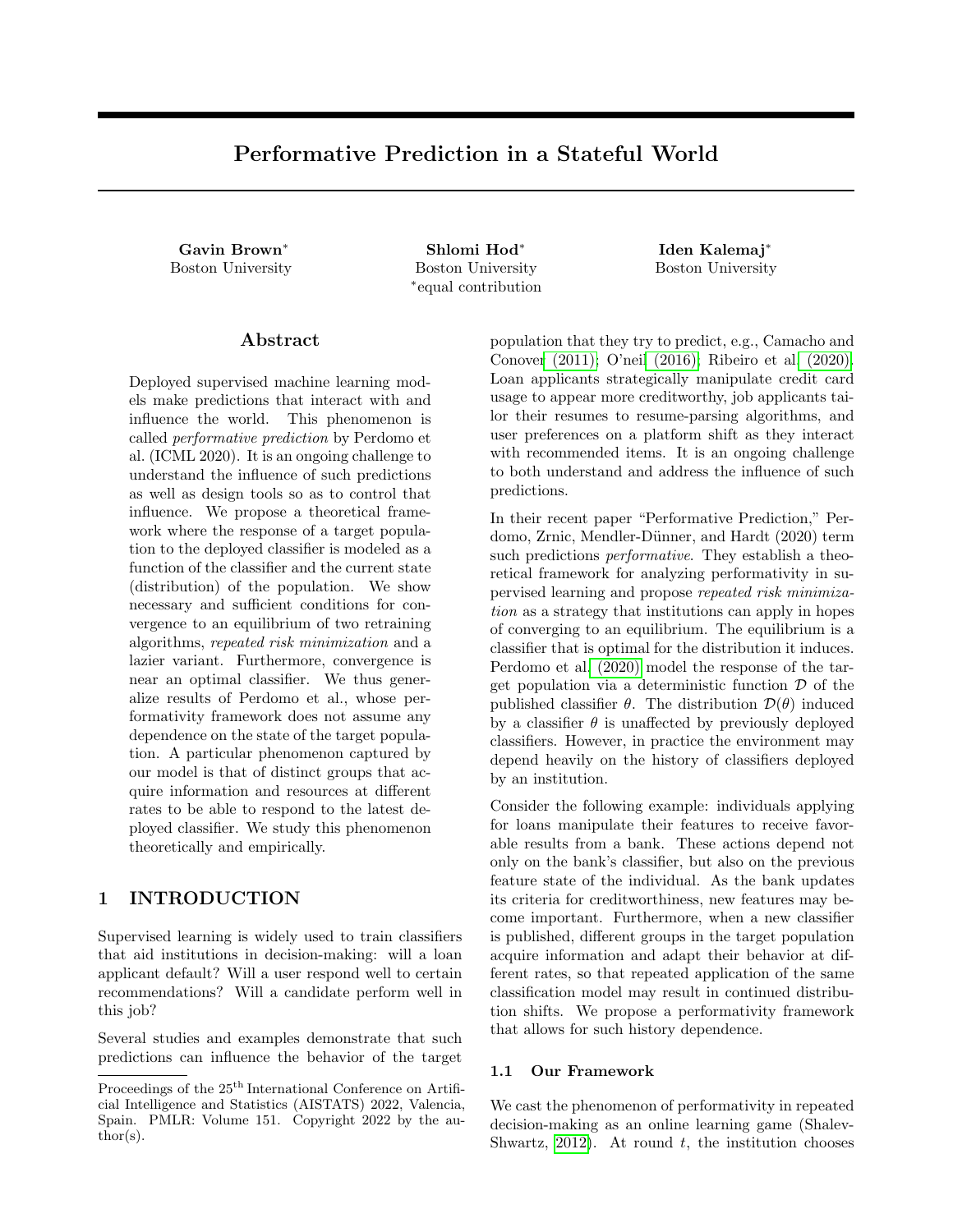# Performative Prediction in a Stateful World

**Gavin Brown***
Boston University

**Shlomi Hod***
Boston University
*equal contribution

**Iden Kalemaj***
Boston University

## Abstract

Deployed supervised machine learning models make predictions that interact with and influence the world. This phenomenon is called *performative prediction* by Perdomo et al. (ICML 2020). It is an ongoing challenge to understand the influence of such predictions as well as design tools so as to control that influence. We propose a theoretical framework where the response of a target population to the deployed classifier is modeled as a function of the classifier and the current state (distribution) of the population. We show necessary and sufficient conditions for convergence to an equilibrium of two retraining algorithms, *repeated risk minimization* and a lazier variant. Furthermore, convergence is near an optimal classifier. We thus generalize results of Perdomo et al., whose performativity framework does not assume any dependence on the state of the target population. A particular phenomenon captured by our model is that of distinct groups that acquire information and resources at different rates to be able to respond to the latest deployed classifier. We study this phenomenon theoretically and empirically.

## 1 INTRODUCTION

Supervised learning is widely used to train classifiers that aid institutions in decision-making: will a loan applicant default? Will a user respond well to certain recommendations? Will a candidate perform well in this job?

Several studies and examples demonstrate that such predictions can influence the behavior of the target population that they try to predict, e.g., Camacho and Conover (2011); O'neil (2016); Ribeiro et al. (2020). Loan applicants strategically manipulate credit card usage to appear more creditworthy, job applicants tailor their resumes to resume-parsing algorithms, and user preferences on a platform shift as they interact with recommended items. It is an ongoing challenge to both understand and address the influence of such predictions.

In their recent paper "Performative Prediction," Perdomo, Zrnic, Mendler-Dünner, and Hardt (2020) term such predictions *performative*. They establish a theoretical framework for analyzing performativity in supervised learning and propose *repeated risk minimization* as a strategy that institutions can apply in hopes of converging to an equilibrium. The equilibrium is a classifier that is optimal for the distribution it induces. Perdomo et al. (2020) model the response of the target population via a deterministic function $\mathcal{D}$ of the published classifier $\theta$. The distribution $\mathcal{D}(\theta)$ induced by a classifier $\theta$ is unaffected by previously deployed classifiers. However, in practice the environment may depend heavily on the history of classifiers deployed by an institution.

Consider the following example: individuals applying for loans manipulate their features to receive favorable results from a bank. These actions depend not only on the bank's classifier, but also on the previous feature state of the individual. As the bank updates its criteria for creditworthiness, new features may become important. Furthermore, when a new classifier is published, different groups in the target population acquire information and adapt their behavior at different rates, so that repeated application of the same classification model may result in continued distribution shifts. We propose a performativity framework that allows for such history dependence.

### 1.1 Our Framework

We cast the phenomenon of performativity in repeated decision-making as an online learning game (Shalev-Shwartz, 2012). At round $t$, the institution chooses

---

Proceedings of the 25[th] International Conference on Artificial Intelligence and Statistics (AISTATS) 2022, Valencia, Spain. PMLR: Volume 151. Copyright 2022 by the author(s).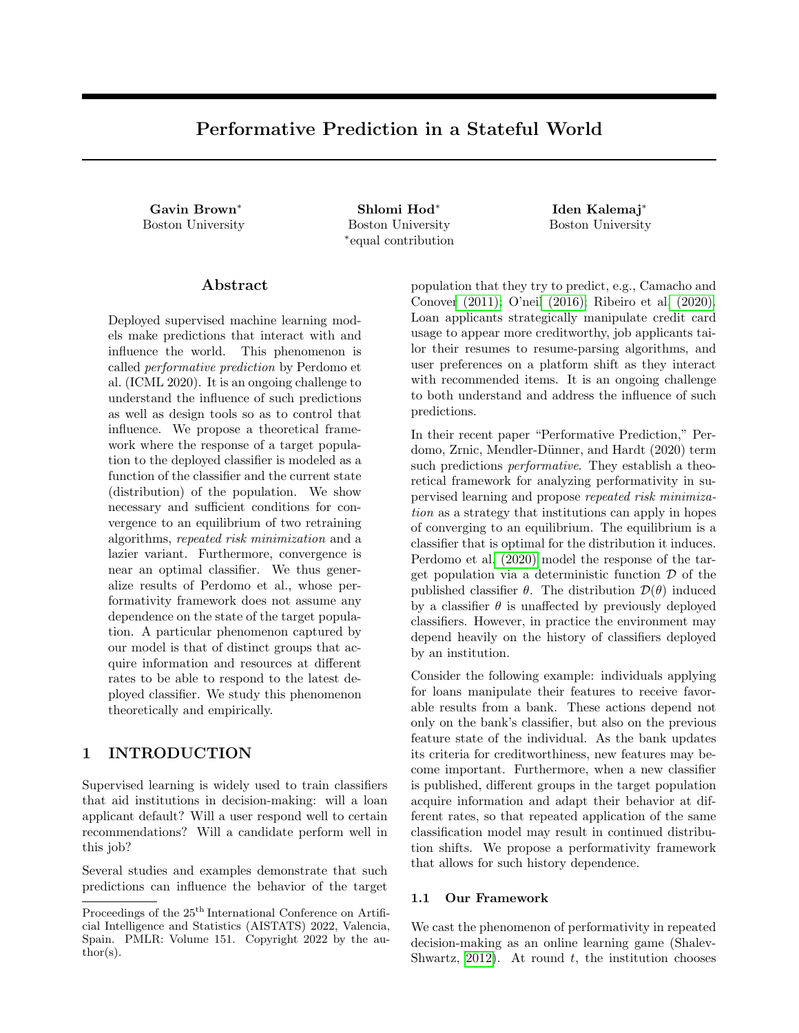# Performative Prediction in a Stateful World

**Gavin Brown***
Boston University

**Shlomi Hod***
Boston University
*equal contribution

**Iden Kalemaj***
Boston University

## Abstract

Deployed supervised machine learning models make predictions that interact with and influence the world. This phenomenon is called *performative prediction* by Perdomo et al. (ICML 2020). It is an ongoing challenge to understand the influence of such predictions as well as design tools so as to control that influence. We propose a theoretical framework where the response of a target population to the deployed classifier is modeled as a function of the classifier and the current state (distribution) of the population. We show necessary and sufficient conditions for convergence to an equilibrium of two retraining algorithms, *repeated risk minimization* and a lazier variant. Furthermore, convergence is near an optimal classifier. We thus generalize results of Perdomo et al., whose performativity framework does not assume any dependence on the state of the target population. A particular phenomenon captured by our model is that of distinct groups that acquire information and resources at different rates to be able to respond to the latest deployed classifier. We study this phenomenon theoretically and empirically.

## 1 INTRODUCTION

Supervised learning is widely used to train classifiers that aid institutions in decision-making: will a loan applicant default? Will a user respond well to certain recommendations? Will a candidate perform well in this job?

Several studies and examples demonstrate that such predictions can influence the behavior of the target population that they try to predict, e.g., Camacho and Conover (2011); O'neil (2016); Ribeiro et al. (2020). Loan applicants strategically manipulate credit card usage to appear more creditworthy, job applicants tailor their resumes to resume-parsing algorithms, and user preferences on a platform shift as they interact with recommended items. It is an ongoing challenge to both understand and address the influence of such predictions.

In their recent paper "Performative Prediction," Perdomo, Zrnic, Mendler-Dünner, and Hardt (2020) term such predictions *performative*. They establish a theoretical framework for analyzing performativity in supervised learning and propose *repeated risk minimization* as a strategy that institutions can apply in hopes of converging to an equilibrium. The equilibrium is a classifier that is optimal for the distribution it induces. Perdomo et al. (2020) model the response of the target population via a deterministic function $\mathcal{D}$ of the published classifier $\theta$. The distribution $\mathcal{D}(\theta)$ induced by a classifier $\theta$ is unaffected by previously deployed classifiers. However, in practice the environment may depend heavily on the history of classifiers deployed by an institution.

Consider the following example: individuals applying for loans manipulate their features to receive favorable results from a bank. These actions depend not only on the bank's classifier, but also on the previous feature state of the individual. As the bank updates its criteria for creditworthiness, new features may become important. Furthermore, when a new classifier is published, different groups in the target population acquire information and adapt their behavior at different rates, so that repeated application of the same classification model may result in continued distribution shifts. We propose a performativity framework that allows for such history dependence.

### 1.1 Our Framework

We cast the phenomenon of performativity in repeated decision-making as an online learning game (Shalev-Shwartz, 2012). At round $t$, the institution chooses

---

Proceedings of the 25[th] International Conference on Artificial Intelligence and Statistics (AISTATS) 2022, Valencia, Spain. PMLR: Volume 151. Copyright 2022 by the author(s).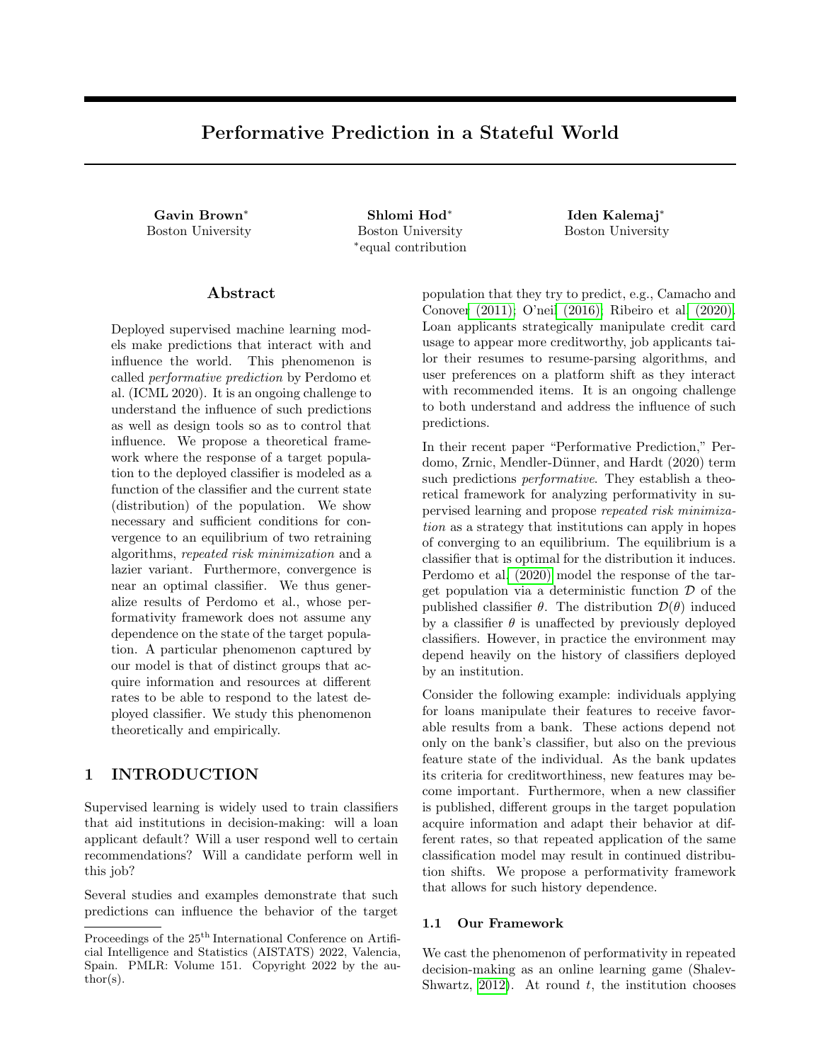# Performative Prediction in a Stateful World

**Gavin Brown***
Boston University

**Shlomi Hod***
Boston University
*equal contribution

**Iden Kalemaj***
Boston University

## Abstract

Deployed supervised machine learning models make predictions that interact with and influence the world. This phenomenon is called *performative prediction* by Perdomo et al. (ICML 2020). It is an ongoing challenge to understand the influence of such predictions as well as design tools so as to control that influence. We propose a theoretical framework where the response of a target population to the deployed classifier is modeled as a function of the classifier and the current state (distribution) of the population. We show necessary and sufficient conditions for convergence to an equilibrium of two retraining algorithms, *repeated risk minimization* and a lazier variant. Furthermore, convergence is near an optimal classifier. We thus generalize results of Perdomo et al., whose performativity framework does not assume any dependence on the state of the target population. A particular phenomenon captured by our model is that of distinct groups that acquire information and resources at different rates to be able to respond to the latest deployed classifier. We study this phenomenon theoretically and empirically.

## 1 INTRODUCTION

Supervised learning is widely used to train classifiers that aid institutions in decision-making: will a loan applicant default? Will a user respond well to certain recommendations? Will a candidate perform well in this job?

Several studies and examples demonstrate that such predictions can influence the behavior of the target population that they try to predict, e.g., Camacho and Conover (2011); O'neil (2016); Ribeiro et al. (2020). Loan applicants strategically manipulate credit card usage to appear more creditworthy, job applicants tailor their resumes to resume-parsing algorithms, and user preferences on a platform shift as they interact with recommended items. It is an ongoing challenge to both understand and address the influence of such predictions.

In their recent paper "Performative Prediction," Perdomo, Zrnic, Mendler-Dünner, and Hardt (2020) term such predictions *performative*. They establish a theoretical framework for analyzing performativity in supervised learning and propose *repeated risk minimization* as a strategy that institutions can apply in hopes of converging to an equilibrium. The equilibrium is a classifier that is optimal for the distribution it induces. Perdomo et al. (2020) model the response of the target population via a deterministic function $\mathcal{D}$ of the published classifier $\theta$. The distribution $\mathcal{D}(\theta)$ induced by a classifier $\theta$ is unaffected by previously deployed classifiers. However, in practice the environment may depend heavily on the history of classifiers deployed by an institution.

Consider the following example: individuals applying for loans manipulate their features to receive favorable results from a bank. These actions depend not only on the bank's classifier, but also on the previous feature state of the individual. As the bank updates its criteria for creditworthiness, new features may become important. Furthermore, when a new classifier is published, different groups in the target population acquire information and adapt their behavior at different rates, so that repeated application of the same classification model may result in continued distribution shifts. We propose a performativity framework that allows for such history dependence.

### 1.1 Our Framework

We cast the phenomenon of performativity in repeated decision-making as an online learning game (Shalev-Shwartz, 2012). At round $t$, the institution chooses

Proceedings of the 25[th] International Conference on Artificial Intelligence and Statistics (AISTATS) 2022, Valencia, Spain. PMLR: Volume 151. Copyright 2022 by the author(s).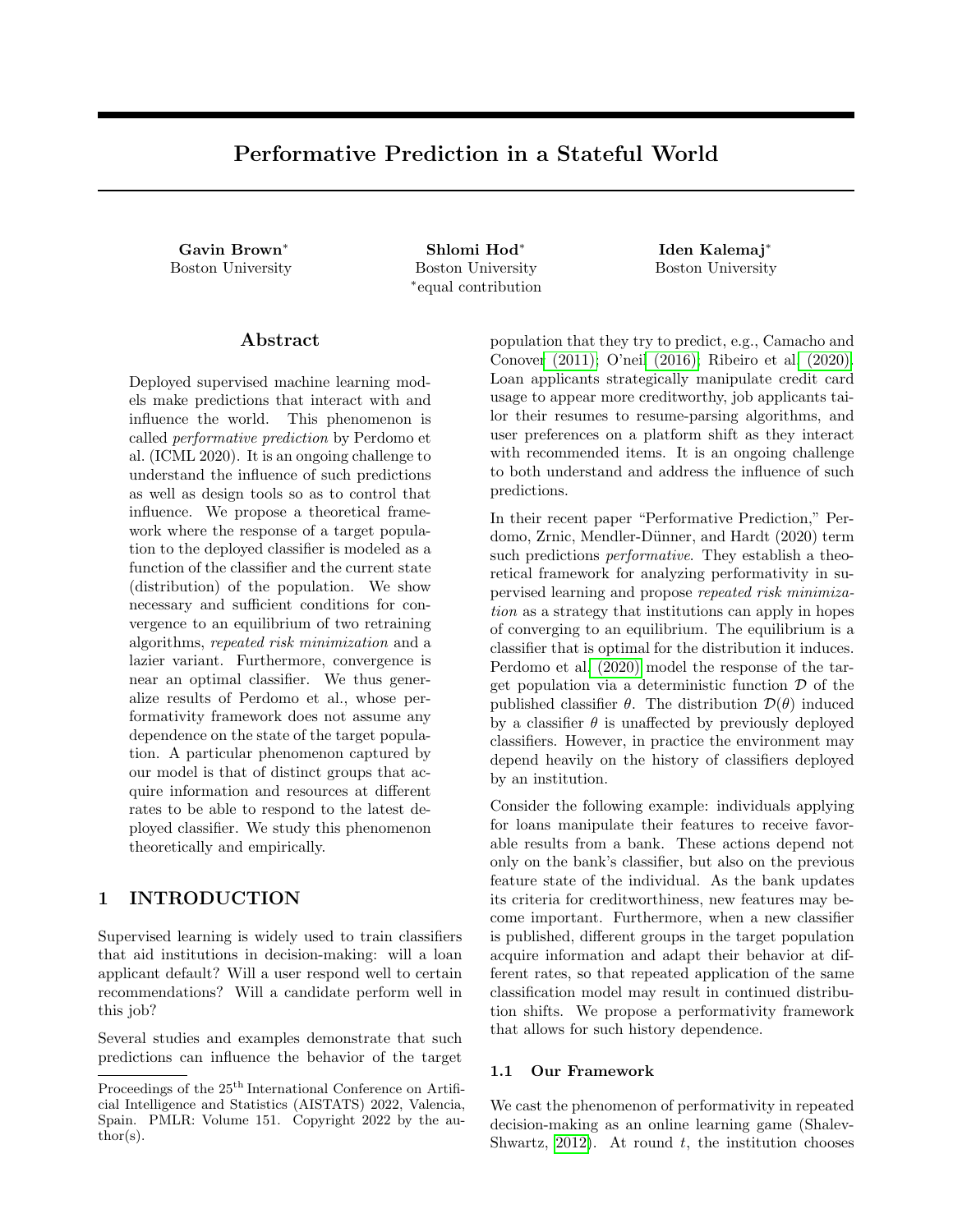# Performative Prediction in a Stateful World

**Gavin Brown*** 
Boston University

**Shlomi Hod*** 
Boston University 
*equal contribution

**Iden Kalemaj*** 
Boston University

## Abstract

Deployed supervised machine learning models make predictions that interact with and influence the world. This phenomenon is called *performative prediction* by Perdomo et al. (ICML 2020). It is an ongoing challenge to understand the influence of such predictions as well as design tools so as to control that influence. We propose a theoretical framework where the response of a target population to the deployed classifier is modeled as a function of the classifier and the current state (distribution) of the population. We show necessary and sufficient conditions for convergence to an equilibrium of two retraining algorithms, *repeated risk minimization* and a lazier variant. Furthermore, convergence is near an optimal classifier. We thus generalize results of Perdomo et al., whose performativity framework does not assume any dependence on the state of the target population. A particular phenomenon captured by our model is that of distinct groups that acquire information and resources at different rates to be able to respond to the latest deployed classifier. We study this phenomenon theoretically and empirically.

## 1 INTRODUCTION

Supervised learning is widely used to train classifiers that aid institutions in decision-making: will a loan applicant default? Will a user respond well to certain recommendations? Will a candidate perform well in this job?

Several studies and examples demonstrate that such predictions can influence the behavior of the target population that they try to predict, e.g., Camacho and Conover (2011); O'neil (2016); Ribeiro et al. (2020). Loan applicants strategically manipulate credit card usage to appear more creditworthy, job applicants tailor their resumes to resume-parsing algorithms, and user preferences on a platform shift as they interact with recommended items. It is an ongoing challenge to both understand and address the influence of such predictions.

In their recent paper "Performative Prediction," Perdomo, Zrnic, Mendler-Dünner, and Hardt (2020) term such predictions *performative*. They establish a theoretical framework for analyzing performativity in supervised learning and propose *repeated risk minimization* as a strategy that institutions can apply in hopes of converging to an equilibrium. The equilibrium is a classifier that is optimal for the distribution it induces. Perdomo et al. (2020) model the response of the target population via a deterministic function $\mathcal{D}$ of the published classifier $\theta$. The distribution $\mathcal{D}(\theta)$ induced by a classifier $\theta$ is unaffected by previously deployed classifiers. However, in practice the environment may depend heavily on the history of classifiers deployed by an institution.

Consider the following example: individuals applying for loans manipulate their features to receive favorable results from a bank. These actions depend not only on the bank's classifier, but also on the previous feature state of the individual. As the bank updates its criteria for creditworthiness, new features may become important. Furthermore, when a new classifier is published, different groups in the target population acquire information and adapt their behavior at different rates, so that repeated application of the same classification model may result in continued distribution shifts. We propose a performativity framework that allows for such history dependence.

### 1.1 Our Framework

We cast the phenomenon of performativity in repeated decision-making as an online learning game (Shalev-Shwartz, 2012). At round $t$, the institution chooses

Proceedings of the 25[th] International Conference on Artificial Intelligence and Statistics (AISTATS) 2022, Valencia, Spain. PMLR: Volume 151. Copyright 2022 by the author(s).